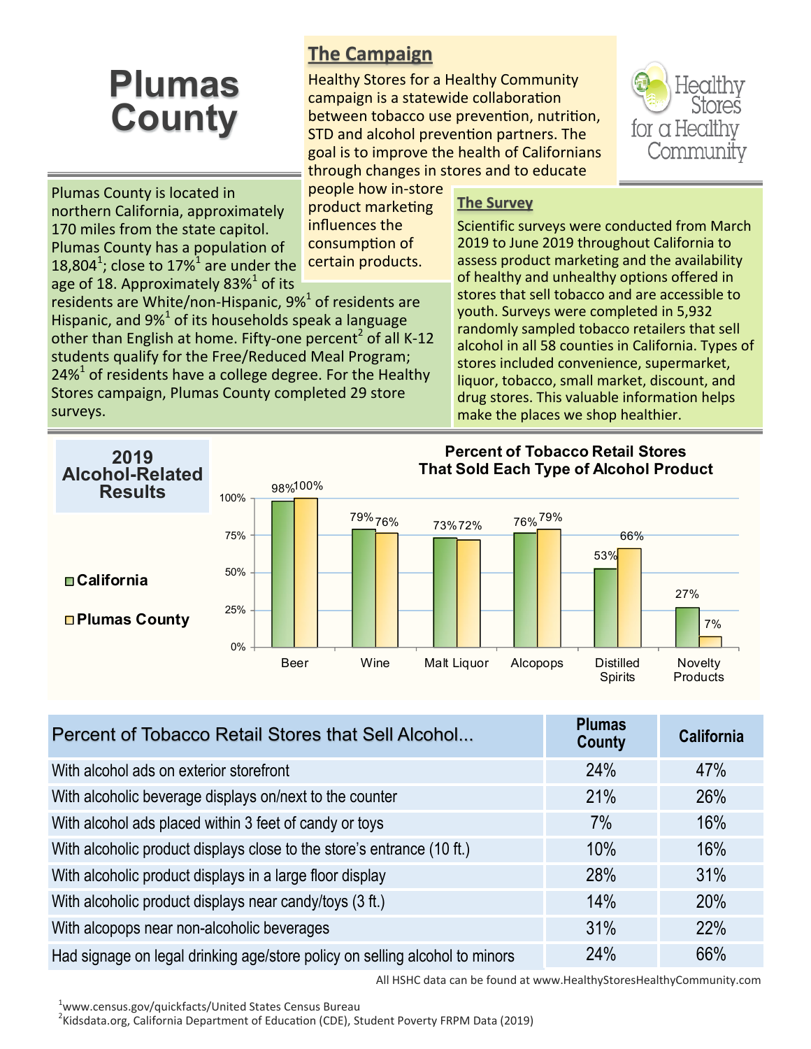# Plumas County

## The Campaign

Healthy Stores for a Healthy Community campaign is a statewide collaboration between tobacco use prevention, nutrition, STD and alcohol prevention partners. The goal is to improve the health of Californians through changes in stores and to educate people how in-store product marketing influences the consumption of certain products.

Healthy Stores for a Healthy Community

Plumas County is located in northern California, approximately 170 miles from the state capitol. Plumas County has a population of 18,804[1]; close to 17%[1] are under the age of 18. Approximately 83%[1] of its residents are White/non-Hispanic, 9%[1] of residents are Hispanic, and 9%[1] of its households speak a language other than English at home. Fifty-one percent[2] of all K-12 students qualify for the Free/Reduced Meal Program; 24%[1] of residents have a college degree. For the Healthy Stores campaign, Plumas County completed 29 store surveys.

## The Survey

Scientific surveys were conducted from March 2019 to June 2019 throughout California to assess product marketing and the availability of healthy and unhealthy options offered in stores that sell tobacco and are accessible to youth. Surveys were completed in 5,932 randomly sampled tobacco retailers that sell alcohol in all 58 counties in California. Types of stores included convenience, supermarket, liquor, tobacco, small market, discount, and drug stores. This valuable information helps make the places we shop healthier.

## 2019 Alcohol-Related Results

**Percent of Tobacco Retail Stores That Sold Each Type of Alcohol Product**

| Product | California | Plumas County |
|---|---|---|
| Beer | 98% | 100% |
| Wine | 79% | 76% |
| Malt Liquor | 73% | 72% |
| Alcopops | 76% | 79% |
| Distilled Spirits | 53% | 66% |
| Novelty Products | 27% | 7% |

| Percent of Tobacco Retail Stores that Sell Alcohol... | Plumas County | California |
|---|---|---|
| With alcohol ads on exterior storefront | 24% | 47% |
| With alcoholic beverage displays on/next to the counter | 21% | 26% |
| With alcohol ads placed within 3 feet of candy or toys | 7% | 16% |
| With alcoholic product displays close to the store's entrance (10 ft.) | 10% | 16% |
| With alcoholic product displays in a large floor display | 28% | 31% |
| With alcoholic product displays near candy/toys (3 ft.) | 14% | 20% |
| With alcopops near non-alcoholic beverages | 31% | 22% |
| Had signage on legal drinking age/store policy on selling alcohol to minors | 24% | 66% |

All HSHC data can be found at www.HealthyStoresHealthyCommunity.com

[1]www.census.gov/quickfacts/United States Census Bureau
[2]Kidsdata.org, California Department of Education (CDE), Student Poverty FRPM Data (2019)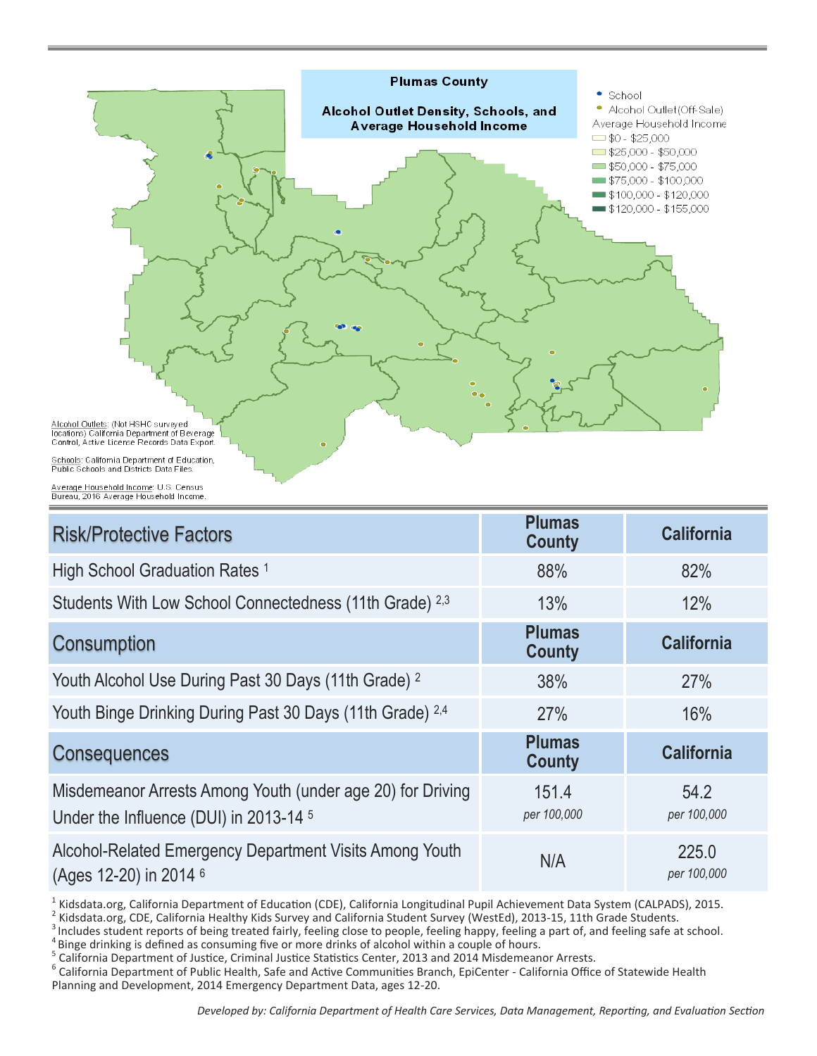**Plumas County**

**Alcohol Outlet Density, Schools, and Average Household Income**

School
Alcohol Outlet (Off-Sale)
Average Household Income
$0 - $25,000
$25,000 - $50,000
$50,000 - $75,000
$75,000 - $100,000
$100,000 - $120,000
$120,000 - $155,000

Alcohol Outlets: (Not HSHC surveyed locations) California Department of Beverage Control, Active License Records Data Export.

Schools: California Department of Education, Public Schools and Districts Data Files.

Average Household Income: U.S. Census Bureau, 2016 Average Household Income.

| Risk/Protective Factors | Plumas County | California |
|---|---|---|
| High School Graduation Rates [1] | 88% | 82% |
| Students With Low School Connectedness (11th Grade) [2,3] | 13% | 12% |
| **Consumption** | **Plumas County** | **California** |
| Youth Alcohol Use During Past 30 Days (11th Grade) [2] | 38% | 27% |
| Youth Binge Drinking During Past 30 Days (11th Grade) [2,4] | 27% | 16% |
| **Consequences** | **Plumas County** | **California** |
| Misdemeanor Arrests Among Youth (under age 20) for Driving Under the Influence (DUI) in 2013-14 [5] | 151.4 *per 100,000* | 54.2 *per 100,000* |
| Alcohol-Related Emergency Department Visits Among Youth (Ages 12-20) in 2014 [6] | N/A | 225.0 *per 100,000* |

[1] Kidsdata.org, California Department of Education (CDE), California Longitudinal Pupil Achievement Data System (CALPADS), 2015.
[2] Kidsdata.org, CDE, California Healthy Kids Survey and California Student Survey (WestEd), 2013-15, 11th Grade Students.
[3] Includes student reports of being treated fairly, feeling close to people, feeling happy, feeling a part of, and feeling safe at school.
[4] Binge drinking is defined as consuming five or more drinks of alcohol within a couple of hours.
[5] California Department of Justice, Criminal Justice Statistics Center, 2013 and 2014 Misdemeanor Arrests.
[6] California Department of Public Health, Safe and Active Communities Branch, EpiCenter - California Office of Statewide Health Planning and Development, 2014 Emergency Department Data, ages 12-20.

*Developed by: California Department of Health Care Services, Data Management, Reporting, and Evaluation Section*